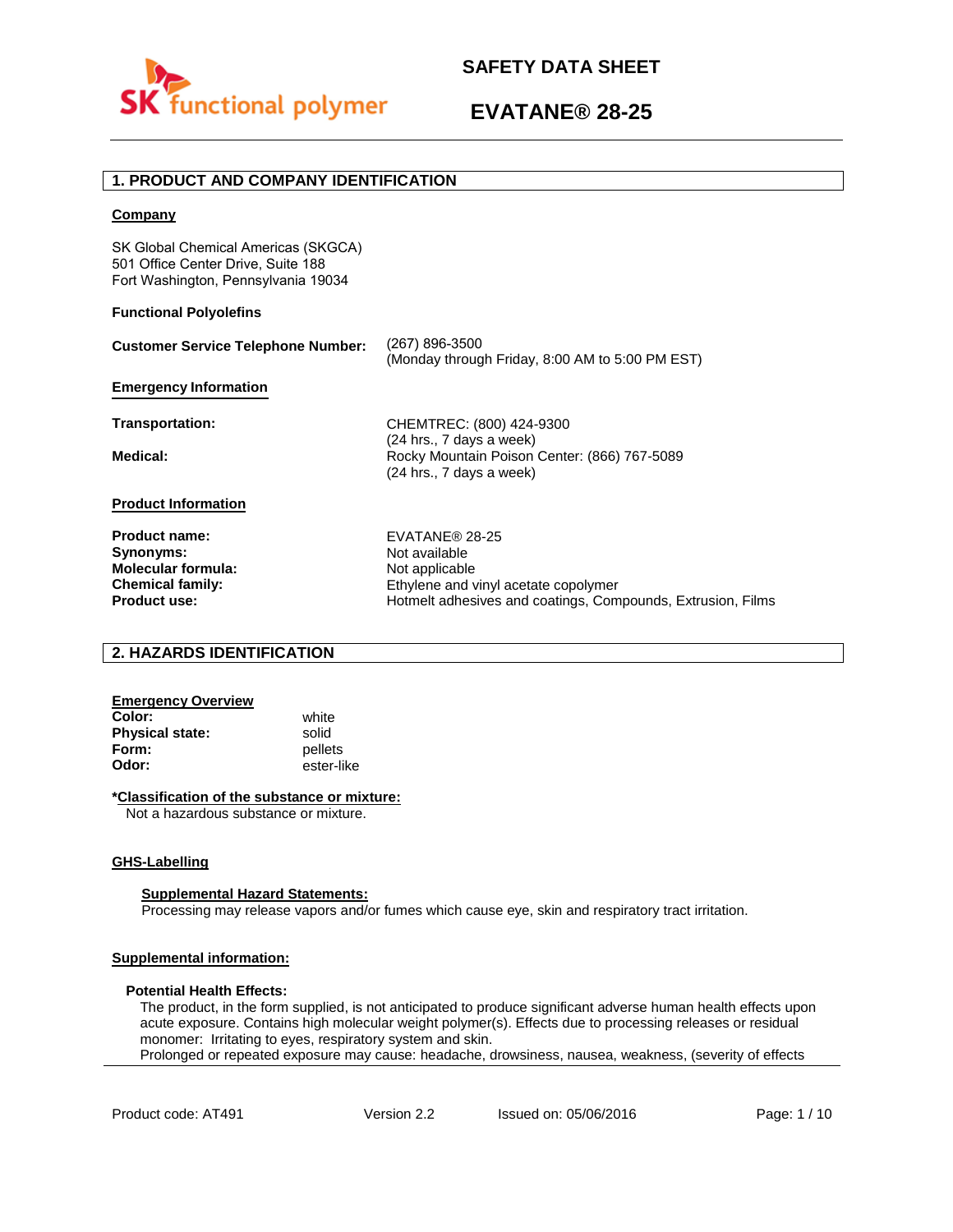# SAFETY DATA SHEET

# EVATANE® 28-25

## 1. PRODUCT AND COMPANY IDENTIFICATION

**Company**

SK Global Chemical Americas (SKGCA)
501 Office Center Drive, Suite 188
Fort Washington, Pennsylvania 19034

**Functional Polyolefins**

**Customer Service Telephone Number:** (267) 896-3500
(Monday through Friday, 8:00 AM to 5:00 PM EST)

**Emergency Information**

**Transportation:** CHEMTREC: (800) 424-9300
(24 hrs., 7 days a week)

**Medical:** Rocky Mountain Poison Center: (866) 767-5089
(24 hrs., 7 days a week)

**Product Information**

| | |
|---|---|
| **Product name:** | EVATANE® 28-25 |
| **Synonyms:** | Not available |
| **Molecular formula:** | Not applicable |
| **Chemical family:** | Ethylene and vinyl acetate copolymer |
| **Product use:** | Hotmelt adhesives and coatings, Compounds, Extrusion, Films |

## 2. HAZARDS IDENTIFICATION

**Emergency Overview**

| | |
|---|---|
| **Color:** | white |
| **Physical state:** | solid |
| **Form:** | pellets |
| **Odor:** | ester-like |

***Classification of the substance or mixture:**

Not a hazardous substance or mixture.

**GHS-Labelling**

**Supplemental Hazard Statements:**

Processing may release vapors and/or fumes which cause eye, skin and respiratory tract irritation.

**Supplemental information:**

**Potential Health Effects:**

The product, in the form supplied, is not anticipated to produce significant adverse human health effects upon acute exposure. Contains high molecular weight polymer(s). Effects due to processing releases or residual monomer: Irritating to eyes, respiratory system and skin.
Prolonged or repeated exposure may cause: headache, drowsiness, nausea, weakness, (severity of effects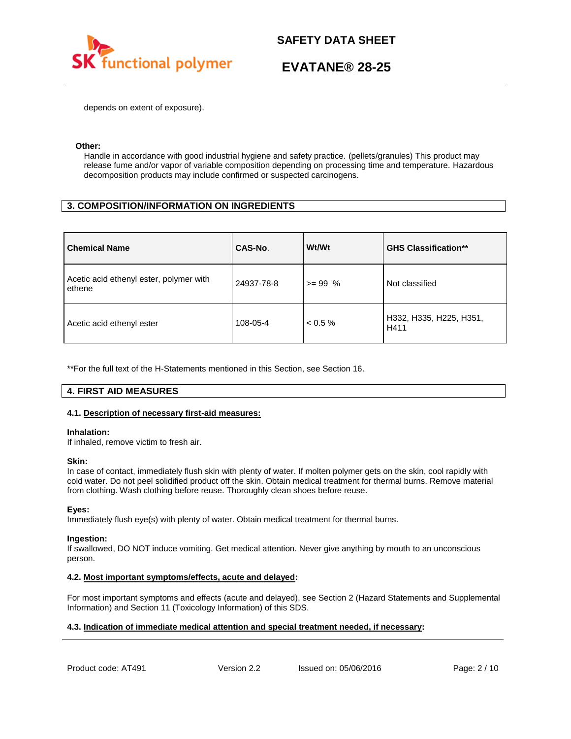depends on extent of exposure).

**Other:**

Handle in accordance with good industrial hygiene and safety practice. (pellets/granules) This product may release fume and/or vapor of variable composition depending on processing time and temperature. Hazardous decomposition products may include confirmed or suspected carcinogens.

## 3. COMPOSITION/INFORMATION ON INGREDIENTS

| Chemical Name | CAS-No. | Wt/Wt | GHS Classification** |
|---|---|---|---|
| Acetic acid ethenyl ester, polymer with ethene | 24937-78-8 | >= 99 % | Not classified |
| Acetic acid ethenyl ester | 108-05-4 | < 0.5 % | H332, H335, H225, H351, H411 |

**For the full text of the H-Statements mentioned in this Section, see Section 16.

## 4. FIRST AID MEASURES

### 4.1. Description of necessary first-aid measures:

**Inhalation:**
If inhaled, remove victim to fresh air.

**Skin:**
In case of contact, immediately flush skin with plenty of water. If molten polymer gets on the skin, cool rapidly with cold water. Do not peel solidified product off the skin. Obtain medical treatment for thermal burns. Remove material from clothing. Wash clothing before reuse. Thoroughly clean shoes before reuse.

**Eyes:**
Immediately flush eye(s) with plenty of water. Obtain medical treatment for thermal burns.

**Ingestion:**
If swallowed, DO NOT induce vomiting. Get medical attention. Never give anything by mouth to an unconscious person.

### 4.2. Most important symptoms/effects, acute and delayed:

For most important symptoms and effects (acute and delayed), see Section 2 (Hazard Statements and Supplemental Information) and Section 11 (Toxicology Information) of this SDS.

### 4.3. Indication of immediate medical attention and special treatment needed, if necessary: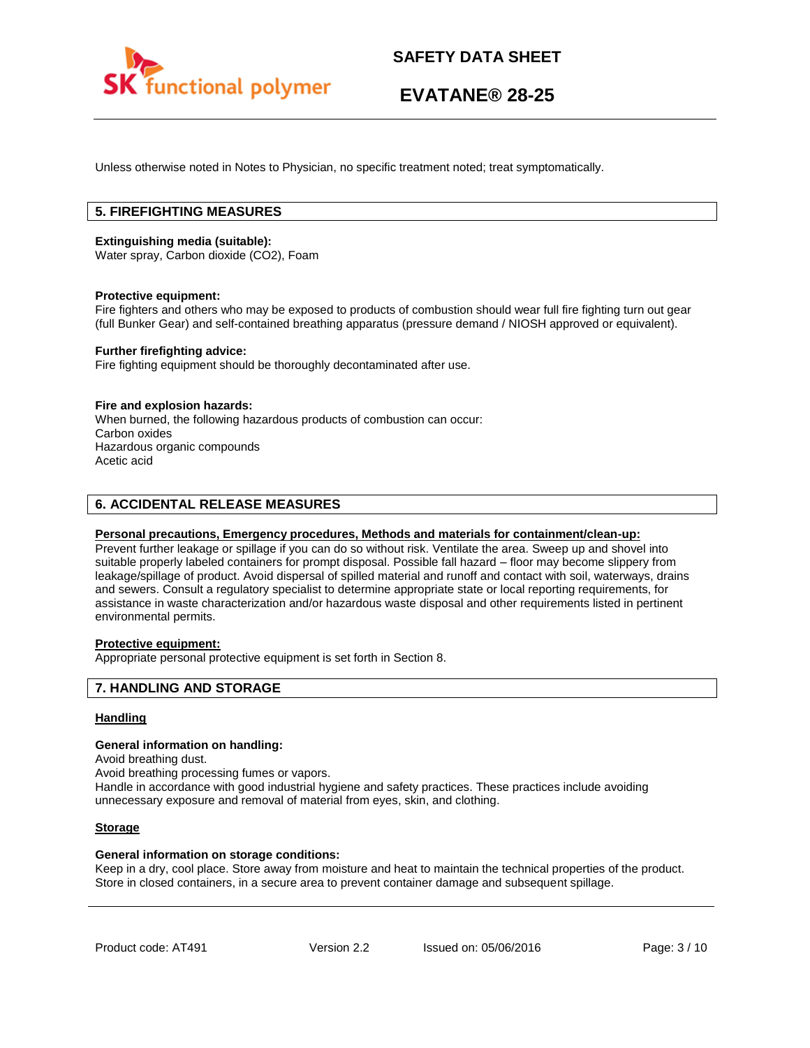Unless otherwise noted in Notes to Physician, no specific treatment noted; treat symptomatically.

## 5. FIREFIGHTING MEASURES

**Extinguishing media (suitable):**
Water spray, Carbon dioxide ($CO_2$), Foam

**Protective equipment:**
Fire fighters and others who may be exposed to products of combustion should wear full fire fighting turn out gear (full Bunker Gear) and self-contained breathing apparatus (pressure demand / NIOSH approved or equivalent).

**Further firefighting advice:**
Fire fighting equipment should be thoroughly decontaminated after use.

**Fire and explosion hazards:**
When burned, the following hazardous products of combustion can occur:
Carbon oxides
Hazardous organic compounds
Acetic acid

## 6. ACCIDENTAL RELEASE MEASURES

**Personal precautions, Emergency procedures, Methods and materials for containment/clean-up:**
Prevent further leakage or spillage if you can do so without risk. Ventilate the area. Sweep up and shovel into suitable properly labeled containers for prompt disposal. Possible fall hazard – floor may become slippery from leakage/spillage of product. Avoid dispersal of spilled material and runoff and contact with soil, waterways, drains and sewers. Consult a regulatory specialist to determine appropriate state or local reporting requirements, for assistance in waste characterization and/or hazardous waste disposal and other requirements listed in pertinent environmental permits.

**Protective equipment:**
Appropriate personal protective equipment is set forth in Section 8.

## 7. HANDLING AND STORAGE

**Handling**

**General information on handling:**
Avoid breathing dust.
Avoid breathing processing fumes or vapors.
Handle in accordance with good industrial hygiene and safety practices. These practices include avoiding unnecessary exposure and removal of material from eyes, skin, and clothing.

**Storage**

**General information on storage conditions:**
Keep in a dry, cool place. Store away from moisture and heat to maintain the technical properties of the product. Store in closed containers, in a secure area to prevent container damage and subsequent spillage.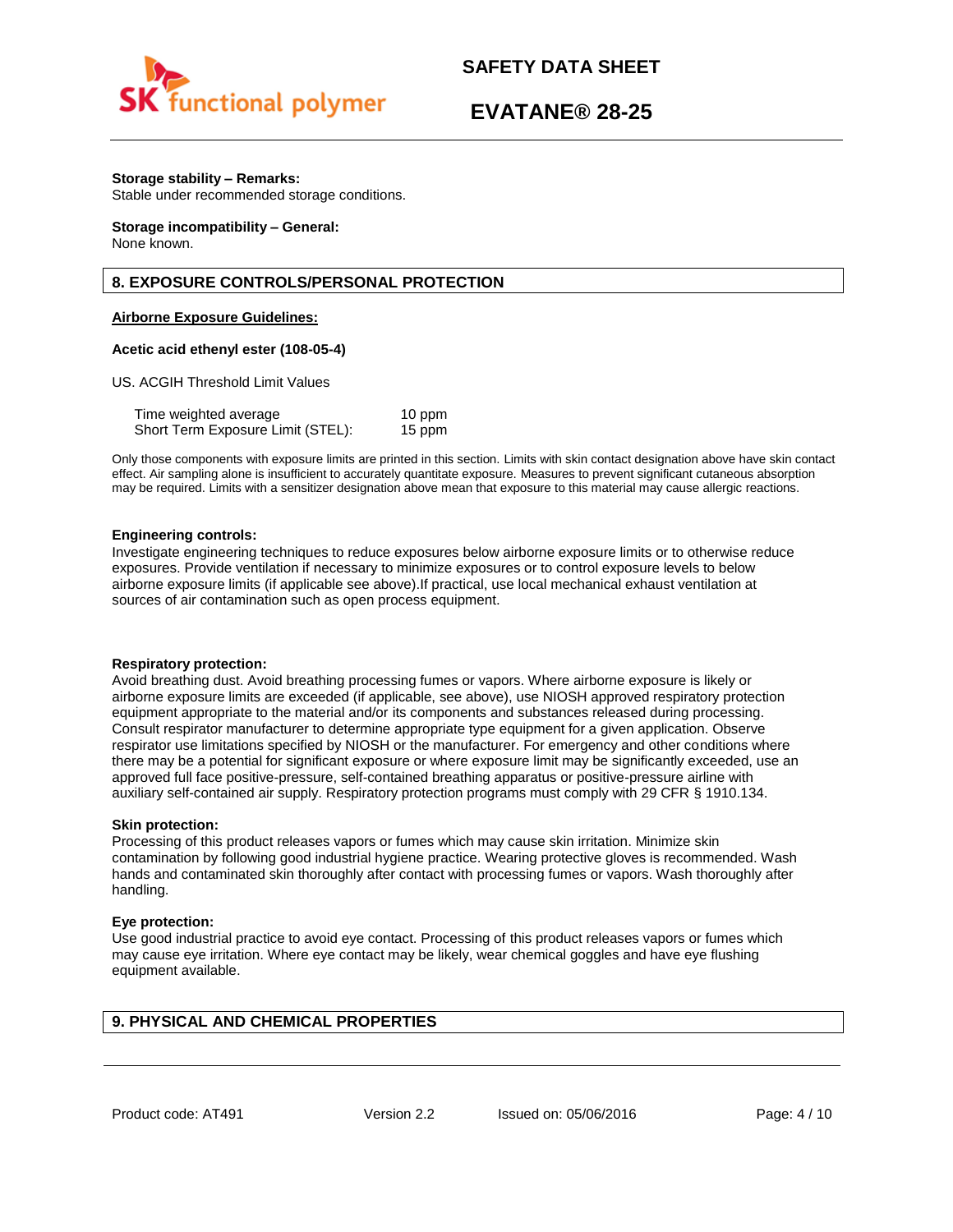**Storage stability – Remarks:**
Stable under recommended storage conditions.

**Storage incompatibility – General:**
None known.

## 8. EXPOSURE CONTROLS/PERSONAL PROTECTION

**Airborne Exposure Guidelines:**

**Acetic acid ethenyl ester (108-05-4)**

US. ACGIH Threshold Limit Values

| | |
|---|---|
| Time weighted average | 10 ppm |
| Short Term Exposure Limit (STEL): | 15 ppm |

Only those components with exposure limits are printed in this section. Limits with skin contact designation above have skin contact effect. Air sampling alone is insufficient to accurately quantitate exposure. Measures to prevent significant cutaneous absorption may be required. Limits with a sensitizer designation above mean that exposure to this material may cause allergic reactions.

**Engineering controls:**
Investigate engineering techniques to reduce exposures below airborne exposure limits or to otherwise reduce exposures. Provide ventilation if necessary to minimize exposures or to control exposure levels to below airborne exposure limits (if applicable see above).If practical, use local mechanical exhaust ventilation at sources of air contamination such as open process equipment.

**Respiratory protection:**
Avoid breathing dust. Avoid breathing processing fumes or vapors. Where airborne exposure is likely or airborne exposure limits are exceeded (if applicable, see above), use NIOSH approved respiratory protection equipment appropriate to the material and/or its components and substances released during processing. Consult respirator manufacturer to determine appropriate type equipment for a given application. Observe respirator use limitations specified by NIOSH or the manufacturer. For emergency and other conditions where there may be a potential for significant exposure or where exposure limit may be significantly exceeded, use an approved full face positive-pressure, self-contained breathing apparatus or positive-pressure airline with auxiliary self-contained air supply. Respiratory protection programs must comply with 29 CFR § 1910.134.

**Skin protection:**
Processing of this product releases vapors or fumes which may cause skin irritation. Minimize skin contamination by following good industrial hygiene practice. Wearing protective gloves is recommended. Wash hands and contaminated skin thoroughly after contact with processing fumes or vapors. Wash thoroughly after handling.

**Eye protection:**
Use good industrial practice to avoid eye contact. Processing of this product releases vapors or fumes which may cause eye irritation. Where eye contact may be likely, wear chemical goggles and have eye flushing equipment available.

## 9. PHYSICAL AND CHEMICAL PROPERTIES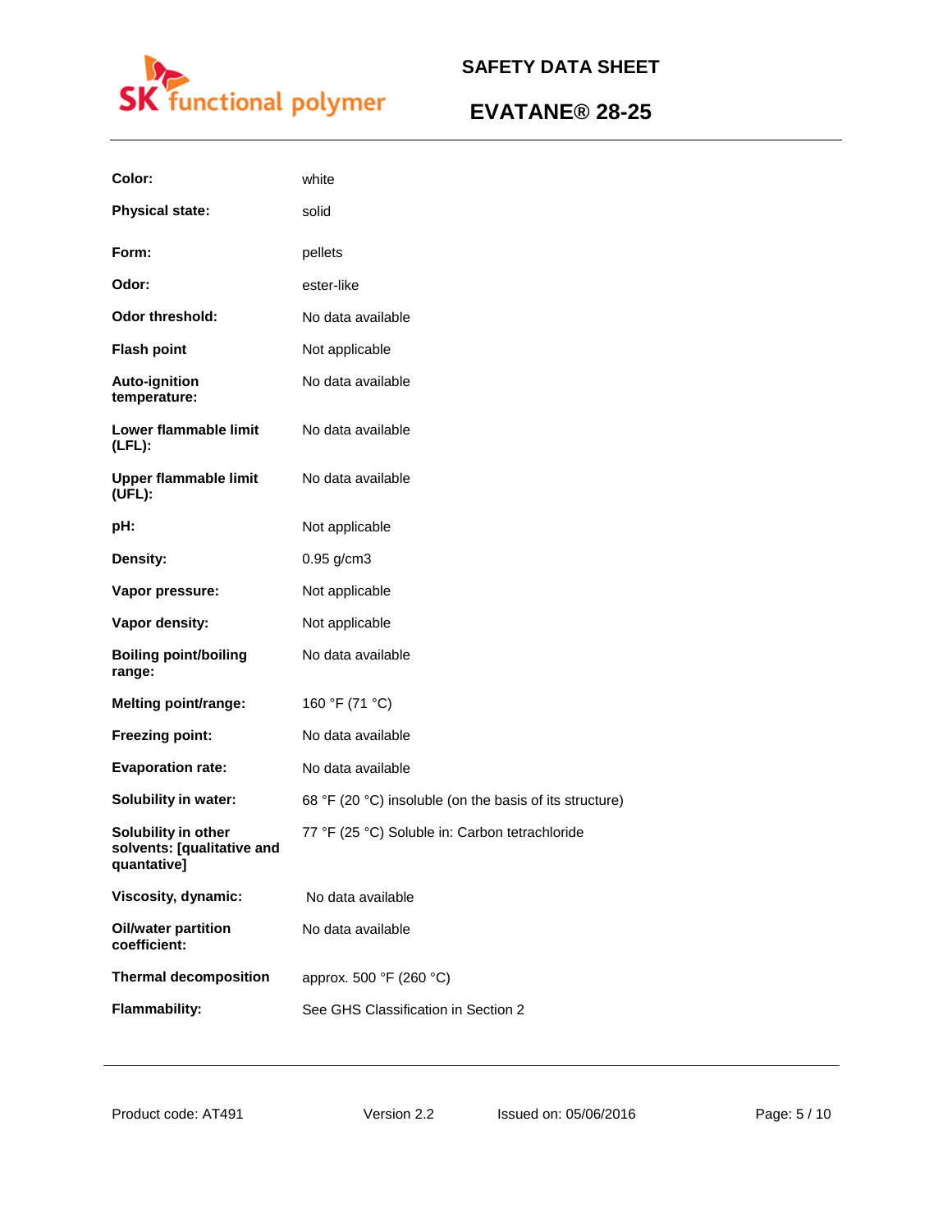| | |
|---|---|
| **Color:** | white |
| **Physical state:** | solid |
| **Form:** | pellets |
| **Odor:** | ester-like |
| **Odor threshold:** | No data available |
| **Flash point** | Not applicable |
| **Auto-ignition temperature:** | No data available |
| **Lower flammable limit (LFL):** | No data available |
| **Upper flammable limit (UFL):** | No data available |
| **pH:** | Not applicable |
| **Density:** | 0.95 g/cm3 |
| **Vapor pressure:** | Not applicable |
| **Vapor density:** | Not applicable |
| **Boiling point/boiling range:** | No data available |
| **Melting point/range:** | 160 °F (71 °C) |
| **Freezing point:** | No data available |
| **Evaporation rate:** | No data available |
| **Solubility in water:** | 68 °F (20 °C) insoluble (on the basis of its structure) |
| **Solubility in other solvents: [qualitative and quantative]** | 77 °F (25 °C) Soluble in: Carbon tetrachloride |
| **Viscosity, dynamic:** | No data available |
| **Oil/water partition coefficient:** | No data available |
| **Thermal decomposition** | approx. 500 °F (260 °C) |
| **Flammability:** | See GHS Classification in Section 2 |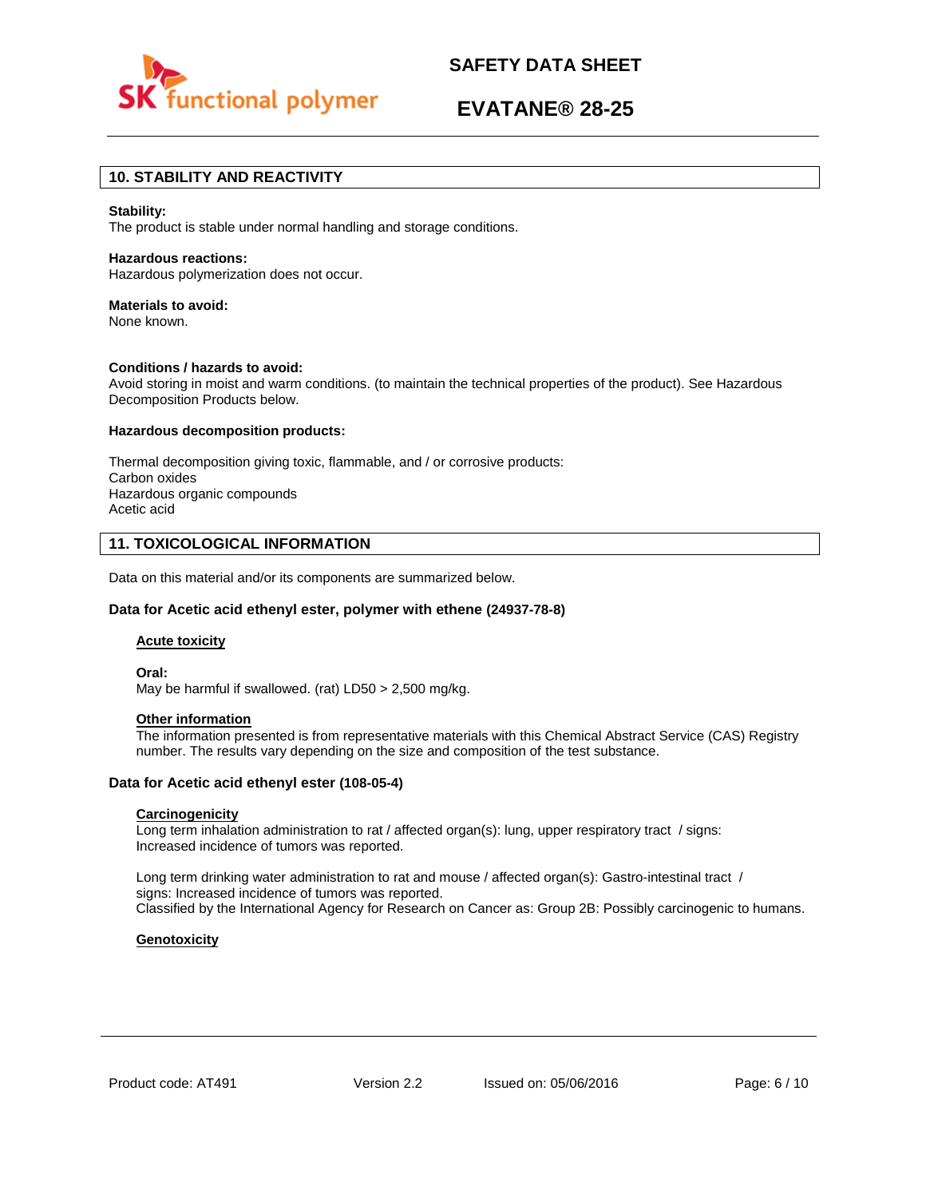## 10. STABILITY AND REACTIVITY

**Stability:**
The product is stable under normal handling and storage conditions.

**Hazardous reactions:**
Hazardous polymerization does not occur.

**Materials to avoid:**
None known.

**Conditions / hazards to avoid:**
Avoid storing in moist and warm conditions. (to maintain the technical properties of the product). See Hazardous Decomposition Products below.

**Hazardous decomposition products:**

Thermal decomposition giving toxic, flammable, and / or corrosive products:
Carbon oxides
Hazardous organic compounds
Acetic acid

## 11. TOXICOLOGICAL INFORMATION

Data on this material and/or its components are summarized below.

**Data for Acetic acid ethenyl ester, polymer with ethene (24937-78-8)**

**Acute toxicity**

**Oral:**
May be harmful if swallowed. (rat) LD50 > 2,500 mg/kg.

**Other information**
The information presented is from representative materials with this Chemical Abstract Service (CAS) Registry number. The results vary depending on the size and composition of the test substance.

**Data for Acetic acid ethenyl ester (108-05-4)**

**Carcinogenicity**
Long term inhalation administration to rat / affected organ(s): lung, upper respiratory tract / signs: Increased incidence of tumors was reported.

Long term drinking water administration to rat and mouse / affected organ(s): Gastro-intestinal tract / signs: Increased incidence of tumors was reported.
Classified by the International Agency for Research on Cancer as: Group 2B: Possibly carcinogenic to humans.

**Genotoxicity**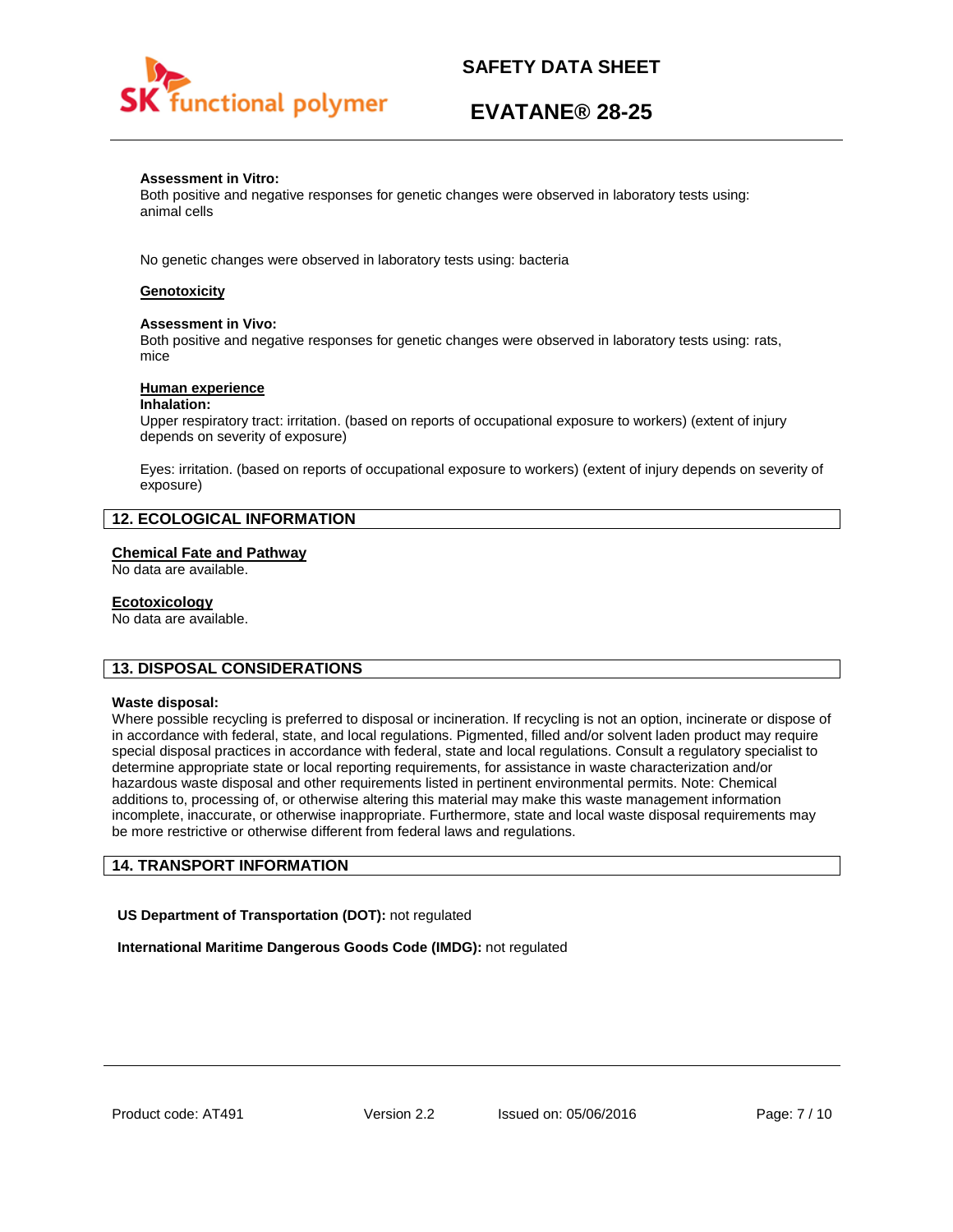**Assessment in Vitro:**
Both positive and negative responses for genetic changes were observed in laboratory tests using: animal cells

No genetic changes were observed in laboratory tests using: bacteria

**Genotoxicity**

**Assessment in Vivo:**
Both positive and negative responses for genetic changes were observed in laboratory tests using: rats, mice

**Human experience**

**Inhalation:**
Upper respiratory tract: irritation. (based on reports of occupational exposure to workers) (extent of injury depends on severity of exposure)

Eyes: irritation. (based on reports of occupational exposure to workers) (extent of injury depends on severity of exposure)

## 12. ECOLOGICAL INFORMATION

**Chemical Fate and Pathway**
No data are available.

**Ecotoxicology**
No data are available.

## 13. DISPOSAL CONSIDERATIONS

**Waste disposal:**
Where possible recycling is preferred to disposal or incineration. If recycling is not an option, incinerate or dispose of in accordance with federal, state, and local regulations. Pigmented, filled and/or solvent laden product may require special disposal practices in accordance with federal, state and local regulations. Consult a regulatory specialist to determine appropriate state or local reporting requirements, for assistance in waste characterization and/or hazardous waste disposal and other requirements listed in pertinent environmental permits. Note: Chemical additions to, processing of, or otherwise altering this material may make this waste management information incomplete, inaccurate, or otherwise inappropriate. Furthermore, state and local waste disposal requirements may be more restrictive or otherwise different from federal laws and regulations.

## 14. TRANSPORT INFORMATION

**US Department of Transportation (DOT):** not regulated

**International Maritime Dangerous Goods Code (IMDG):** not regulated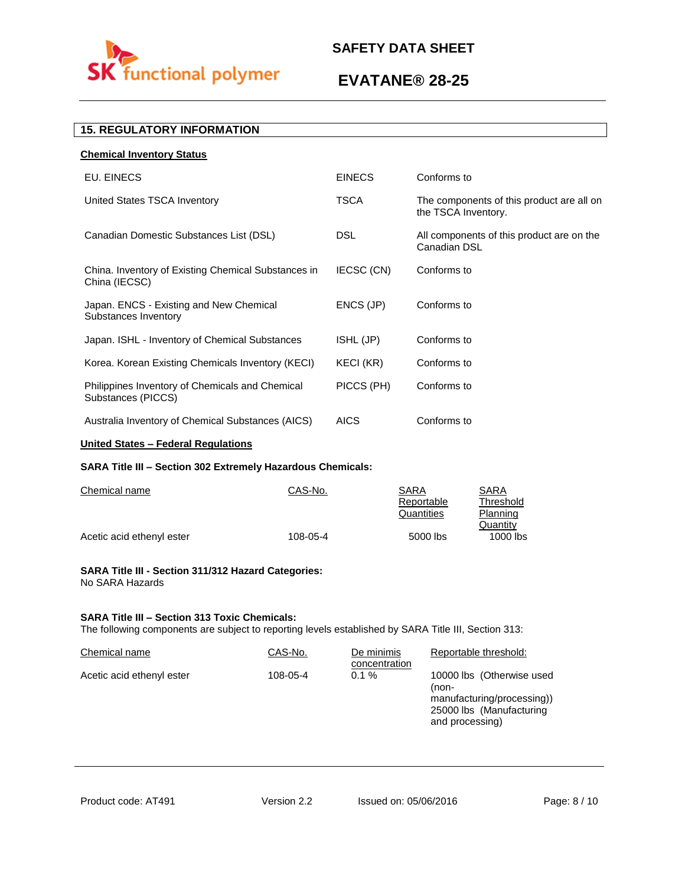## 15. REGULATORY INFORMATION

**Chemical Inventory Status**

| | | |
|---|---|---|
| EU. EINECS | EINECS | Conforms to |
| United States TSCA Inventory | TSCA | The components of this product are all on the TSCA Inventory. |
| Canadian Domestic Substances List (DSL) | DSL | All components of this product are on the Canadian DSL |
| China. Inventory of Existing Chemical Substances in China (IECSC) | IECSC (CN) | Conforms to |
| Japan. ENCS - Existing and New Chemical Substances Inventory | ENCS (JP) | Conforms to |
| Japan. ISHL - Inventory of Chemical Substances | ISHL (JP) | Conforms to |
| Korea. Korean Existing Chemicals Inventory (KECI) | KECI (KR) | Conforms to |
| Philippines Inventory of Chemicals and Chemical Substances (PICCS) | PICCS (PH) | Conforms to |
| Australia Inventory of Chemical Substances (AICS) | AICS | Conforms to |

**United States – Federal Regulations**

**SARA Title III – Section 302 Extremely Hazardous Chemicals:**

| Chemical name | CAS-No. | SARA Reportable Quantities | SARA Threshold Planning Quantity |
|---|---|---|---|
| Acetic acid ethenyl ester | 108-05-4 | 5000 lbs | 1000 lbs |

**SARA Title III - Section 311/312 Hazard Categories:**
No SARA Hazards

**SARA Title III – Section 313 Toxic Chemicals:**
The following components are subject to reporting levels established by SARA Title III, Section 313:

| Chemical name | CAS-No. | De minimis concentration | Reportable threshold: |
|---|---|---|---|
| Acetic acid ethenyl ester | 108-05-4 | 0.1 % | 10000 lbs (Otherwise used (non-manufacturing/processing)) 25000 lbs (Manufacturing and processing) |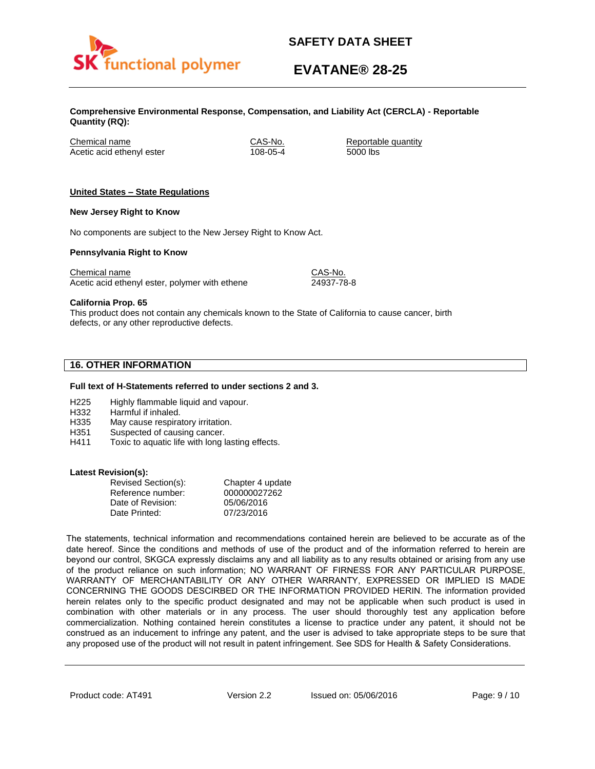**Comprehensive Environmental Response, Compensation, and Liability Act (CERCLA) - Reportable Quantity (RQ):**

| Chemical name | CAS-No. | Reportable quantity |
|---|---|---|
| Acetic acid ethenyl ester | 108-05-4 | 5000 lbs |

**United States – State Regulations**

**New Jersey Right to Know**

No components are subject to the New Jersey Right to Know Act.

**Pennsylvania Right to Know**

| Chemical name | CAS-No. |
|---|---|
| Acetic acid ethenyl ester, polymer with ethene | 24937-78-8 |

**California Prop. 65**
This product does not contain any chemicals known to the State of California to cause cancer, birth defects, or any other reproductive defects.

## 16. OTHER INFORMATION

**Full text of H-Statements referred to under sections 2 and 3.**

| | |
|---|---|
| H225 | Highly flammable liquid and vapour. |
| H332 | Harmful if inhaled. |
| H335 | May cause respiratory irritation. |
| H351 | Suspected of causing cancer. |
| H411 | Toxic to aquatic life with long lasting effects. |

**Latest Revision(s):**

| | |
|---|---|
| Revised Section(s): | Chapter 4 update |
| Reference number: | 000000027262 |
| Date of Revision: | 05/06/2016 |
| Date Printed: | 07/23/2016 |

The statements, technical information and recommendations contained herein are believed to be accurate as of the date hereof. Since the conditions and methods of use of the product and of the information referred to herein are beyond our control, SKGCA expressly disclaims any and all liability as to any results obtained or arising from any use of the product reliance on such information; NO WARRANT OF FIRNESS FOR ANY PARTICULAR PURPOSE, WARRANTY OF MERCHANTABILITY OR ANY OTHER WARRANTY, EXPRESSED OR IMPLIED IS MADE CONCERNING THE GOODS DESCRIBED OR THE INFORMATION PROVIDED HEREIN. The information provided herein relates only to the specific product designated and may not be applicable when such product is used in combination with other materials or in any process. The user should thoroughly test any application before commercialization. Nothing contained herein constitutes a license to practice under any patent, it should not be construed as an inducement to infringe any patent, and the user is advised to take appropriate steps to be sure that any proposed use of the product will not result in patent infringement. See SDS for Health & Safety Considerations.